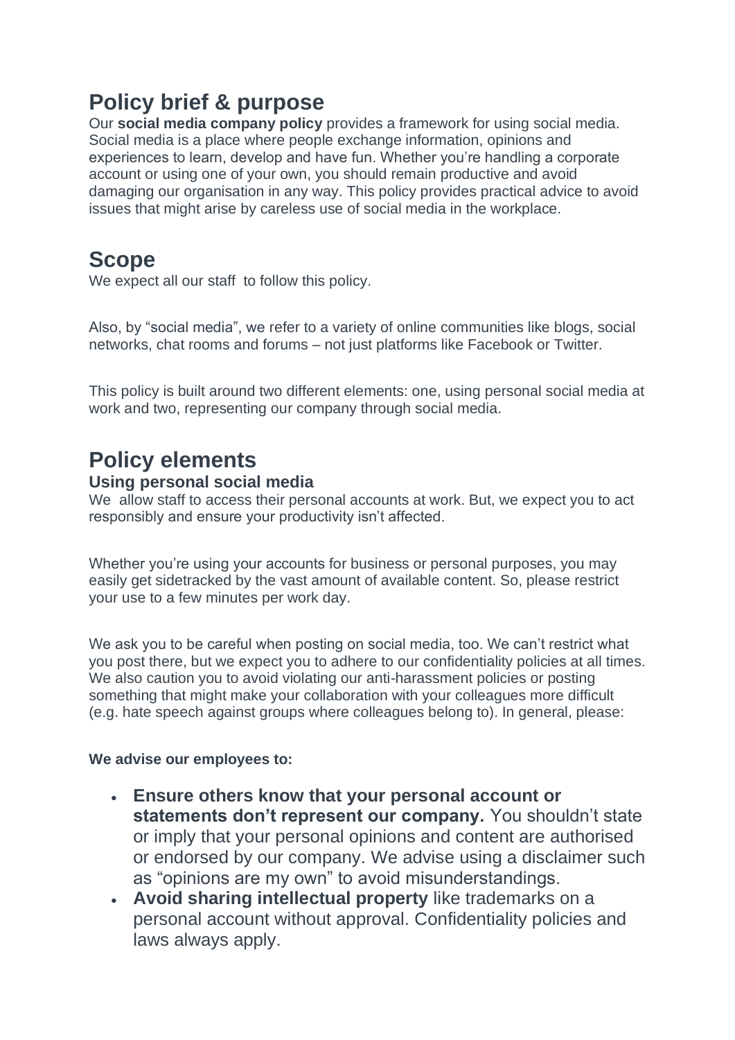## Policy brief & purpose

Our **social media company policy** provides a framework for using social media. Social media is a place where people exchange information, opinions and experiences to learn, develop and have fun. Whether you're handling a corporate account or using one of your own, you should remain productive and avoid damaging our organisation in any way. This policy provides practical advice to avoid issues that might arise by careless use of social media in the workplace.

## Scope

We expect all our staff to follow this policy.

Also, by "social media", we refer to a variety of online communities like blogs, social networks, chat rooms and forums – not just platforms like Facebook or Twitter.

This policy is built around two different elements: one, using personal social media at work and two, representing our company through social media.

## Policy elements

### Using personal social media

We allow staff to access their personal accounts at work. But, we expect you to act responsibly and ensure your productivity isn't affected.

Whether you're using your accounts for business or personal purposes, you may easily get sidetracked by the vast amount of available content. So, please restrict your use to a few minutes per work day.

We ask you to be careful when posting on social media, too. We can't restrict what you post there, but we expect you to adhere to our confidentiality policies at all times. We also caution you to avoid violating our anti-harassment policies or posting something that might make your collaboration with your colleagues more difficult (e.g. hate speech against groups where colleagues belong to). In general, please:

**We advise our employees to:**

- **Ensure others know that your personal account or statements don't represent our company.** You shouldn't state or imply that your personal opinions and content are authorised or endorsed by our company. We advise using a disclaimer such as "opinions are my own" to avoid misunderstandings.
- **Avoid sharing intellectual property** like trademarks on a personal account without approval. Confidentiality policies and laws always apply.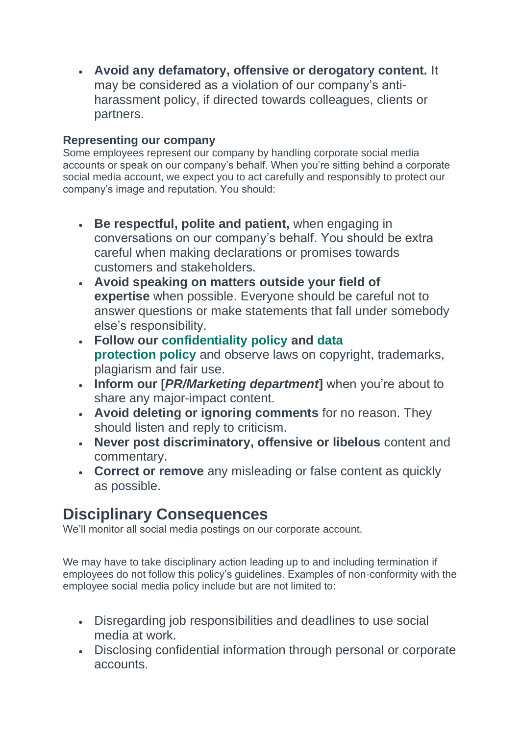- **Avoid any defamatory, offensive or derogatory content.** It may be considered as a violation of our company's anti-harassment policy, if directed towards colleagues, clients or partners.

**Representing our company**

Some employees represent our company by handling corporate social media accounts or speak on our company's behalf. When you're sitting behind a corporate social media account, we expect you to act carefully and responsibly to protect our company's image and reputation. You should:

- **Be respectful, polite and patient,** when engaging in conversations on our company's behalf. You should be extra careful when making declarations or promises towards customers and stakeholders.
- **Avoid speaking on matters outside your field of expertise** when possible. Everyone should be careful not to answer questions or make statements that fall under somebody else's responsibility.
- **Follow our confidentiality policy and data protection policy** and observe laws on copyright, trademarks, plagiarism and fair use.
- **Inform our [*PR/Marketing department*]** when you're about to share any major-impact content.
- **Avoid deleting or ignoring comments** for no reason. They should listen and reply to criticism.
- **Never post discriminatory, offensive or libelous** content and commentary.
- **Correct or remove** any misleading or false content as quickly as possible.

## Disciplinary Consequences

We'll monitor all social media postings on our corporate account.

We may have to take disciplinary action leading up to and including termination if employees do not follow this policy's guidelines. Examples of non-conformity with the employee social media policy include but are not limited to:

- Disregarding job responsibilities and deadlines to use social media at work.
- Disclosing confidential information through personal or corporate accounts.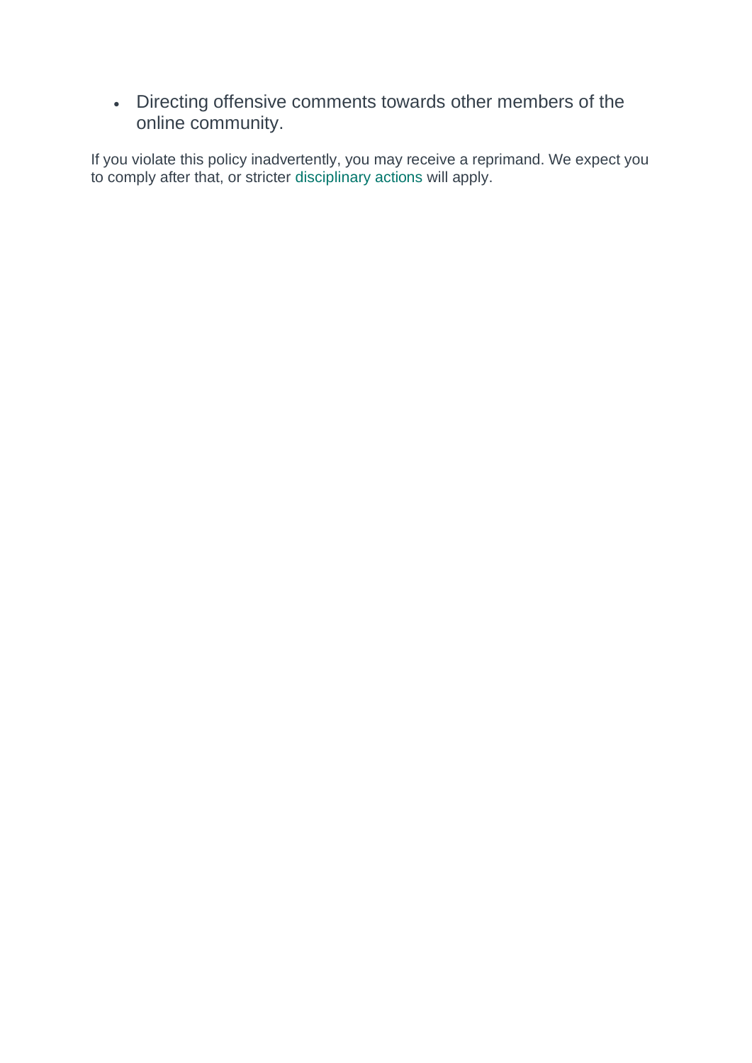- Directing offensive comments towards other members of the online community.

If you violate this policy inadvertently, you may receive a reprimand. We expect you to comply after that, or stricter disciplinary actions will apply.